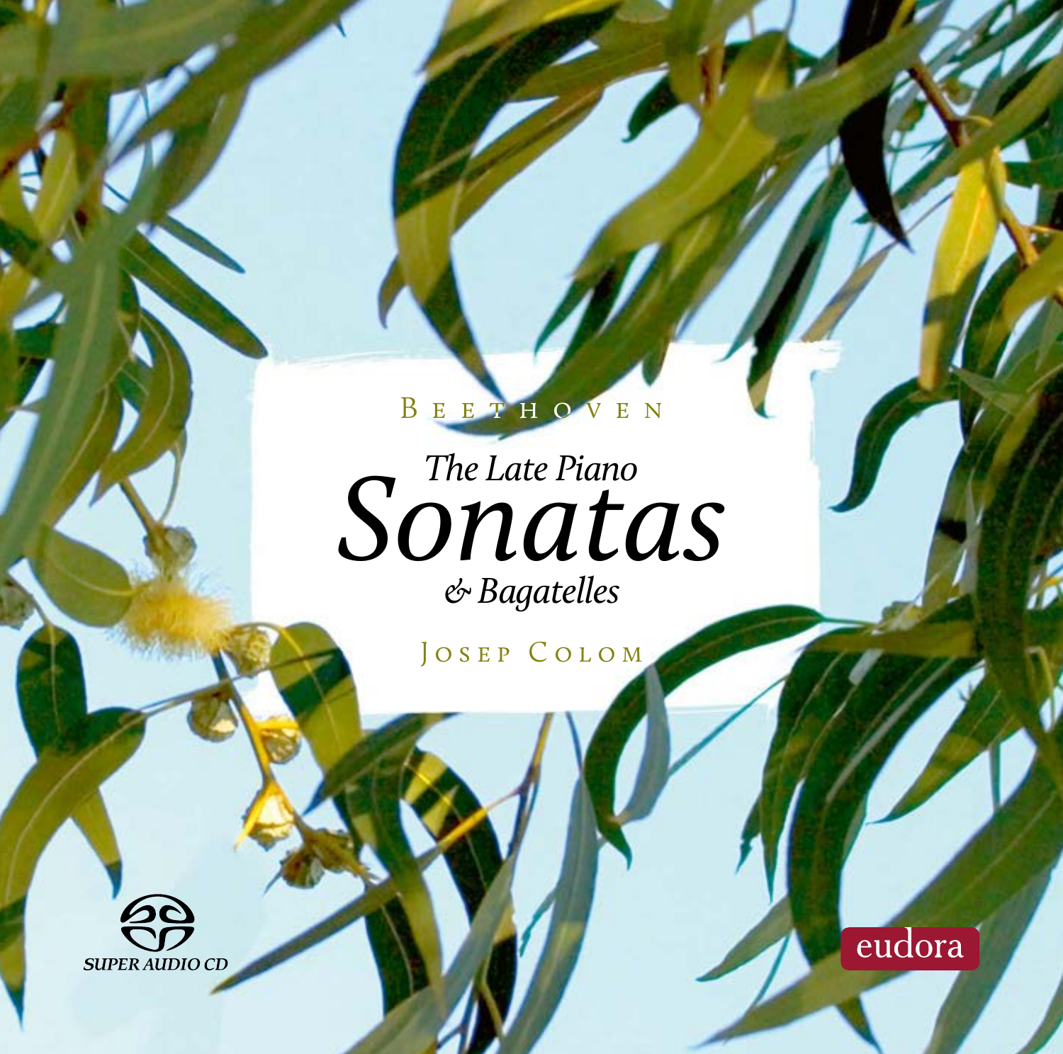Beethoven

# *The Late Piano Sonatas*

*& Bagatelles*

Josep Colom

SUPER AUDIO CD

eudora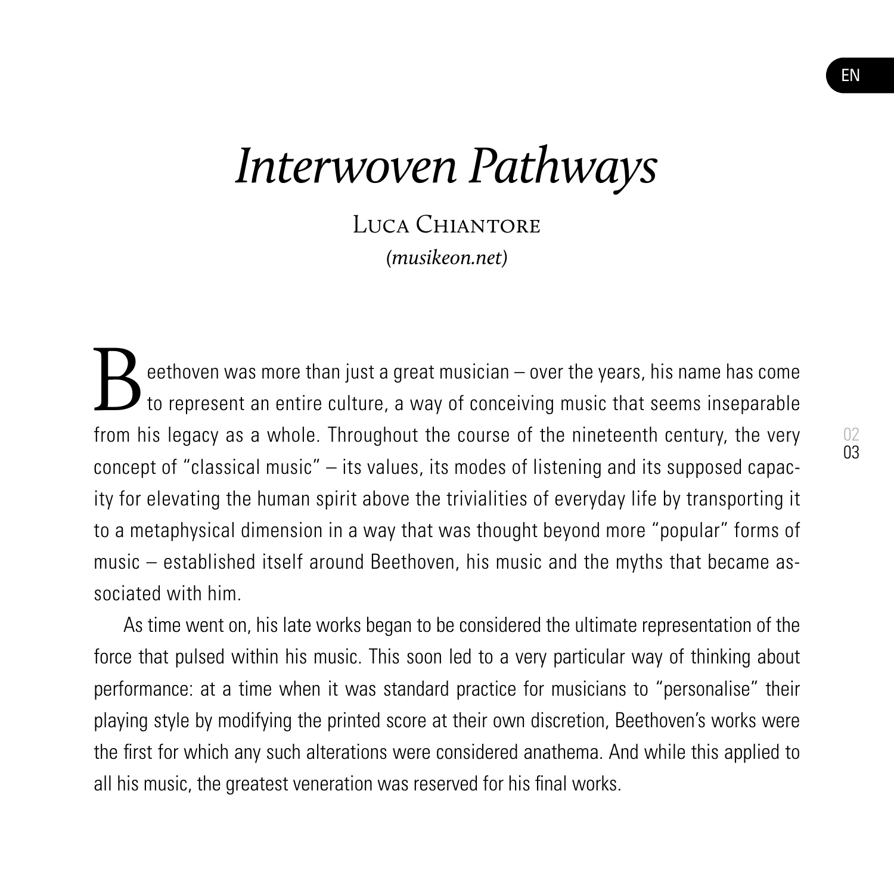# *Interwoven Pathways*

Luca Chiantore

*(musikeon.net)*

Beethoven was more than just a great musician – over the years, his name has come to represent an entire culture, a way of conceiving music that seems inseparable from his legacy as a whole. Throughout the course of the nineteenth century, the very concept of "classical music" – its values, its modes of listening and its supposed capacity for elevating the human spirit above the trivialities of everyday life by transporting it to a metaphysical dimension in a way that was thought beyond more "popular" forms of music – established itself around Beethoven, his music and the myths that became associated with him.

As time went on, his late works began to be considered the ultimate representation of the force that pulsed within his music. This soon led to a very particular way of thinking about performance: at a time when it was standard practice for musicians to "personalise" their playing style by modifying the printed score at their own discretion, Beethoven's works were the first for which any such alterations were considered anathema. And while this applied to all his music, the greatest veneration was reserved for his final works.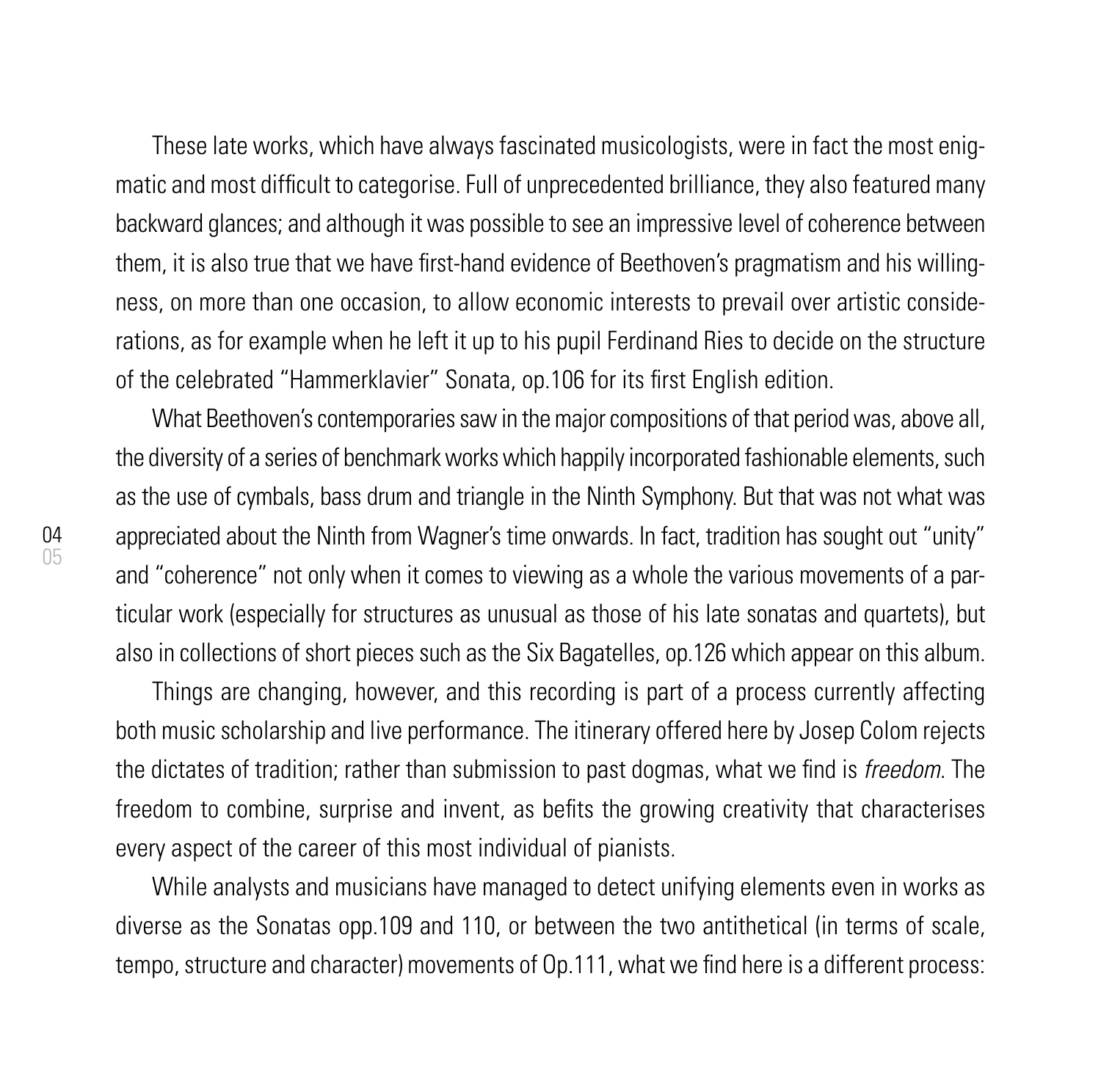These late works, which have always fascinated musicologists, were in fact the most enigmatic and most difficult to categorise. Full of unprecedented brilliance, they also featured many backward glances; and although it was possible to see an impressive level of coherence between them, it is also true that we have first-hand evidence of Beethoven's pragmatism and his willingness, on more than one occasion, to allow economic interests to prevail over artistic considerations, as for example when he left it up to his pupil Ferdinand Ries to decide on the structure of the celebrated "Hammerklavier" Sonata, op.106 for its first English edition.

What Beethoven's contemporaries saw in the major compositions of that period was, above all, the diversity of a series of benchmark works which happily incorporated fashionable elements, such as the use of cymbals, bass drum and triangle in the Ninth Symphony. But that was not what was appreciated about the Ninth from Wagner's time onwards. In fact, tradition has sought out "unity" and "coherence" not only when it comes to viewing as a whole the various movements of a particular work (especially for structures as unusual as those of his late sonatas and quartets), but also in collections of short pieces such as the Six Bagatelles, op.126 which appear on this album.

Things are changing, however, and this recording is part of a process currently affecting both music scholarship and live performance. The itinerary offered here by Josep Colom rejects the dictates of tradition; rather than submission to past dogmas, what we find is *freedom*. The freedom to combine, surprise and invent, as befits the growing creativity that characterises every aspect of the career of this most individual of pianists.

While analysts and musicians have managed to detect unifying elements even in works as diverse as the Sonatas opp.109 and 110, or between the two antithetical (in terms of scale, tempo, structure and character) movements of Op.111, what we find here is a different process: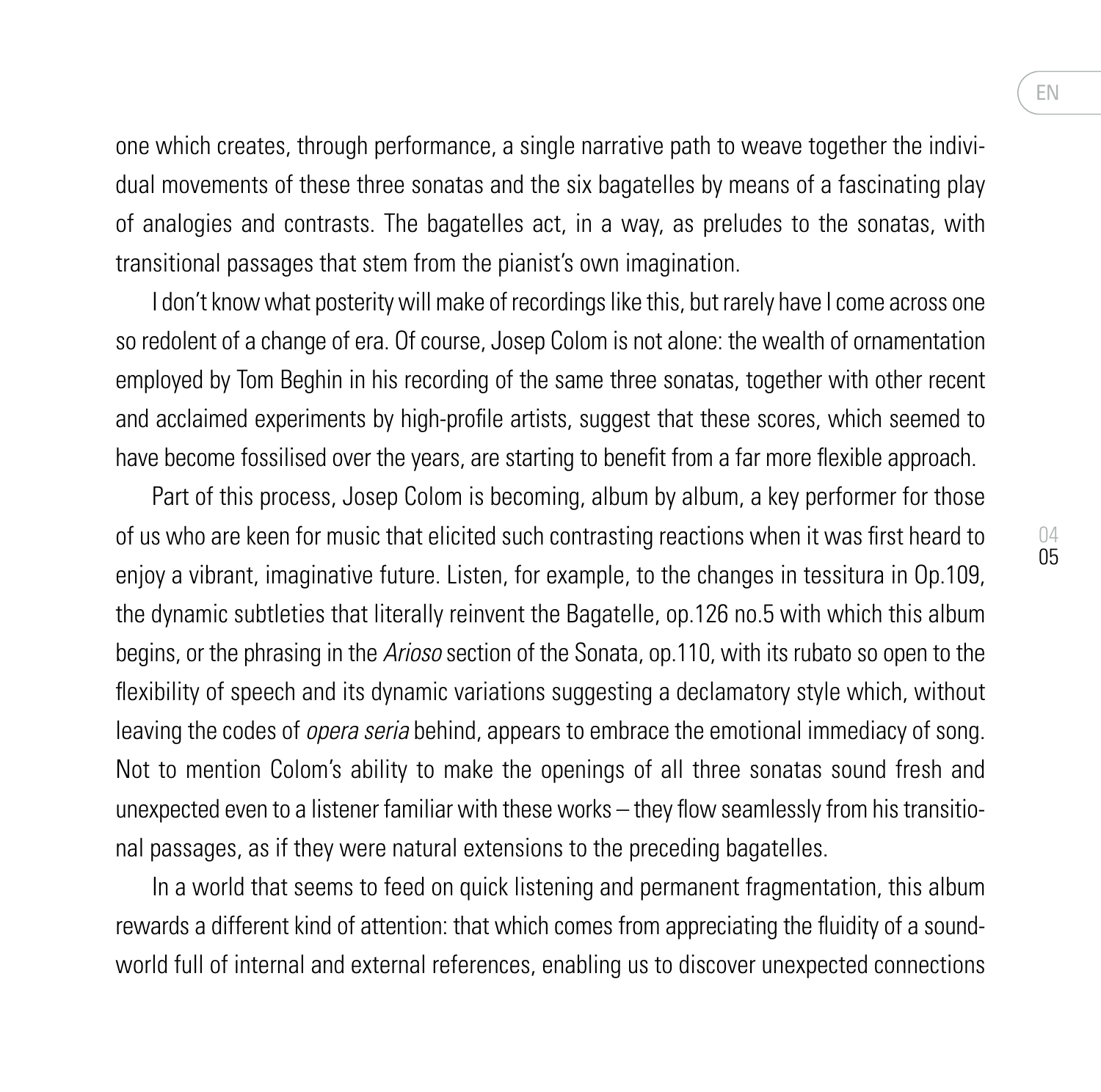one which creates, through performance, a single narrative path to weave together the individual movements of these three sonatas and the six bagatelles by means of a fascinating play of analogies and contrasts. The bagatelles act, in a way, as preludes to the sonatas, with transitional passages that stem from the pianist's own imagination.

I don't know what posterity will make of recordings like this, but rarely have I come across one so redolent of a change of era. Of course, Josep Colom is not alone: the wealth of ornamentation employed by Tom Beghin in his recording of the same three sonatas, together with other recent and acclaimed experiments by high-profile artists, suggest that these scores, which seemed to have become fossilised over the years, are starting to benefit from a far more flexible approach.

Part of this process, Josep Colom is becoming, album by album, a key performer for those of us who are keen for music that elicited such contrasting reactions when it was first heard to enjoy a vibrant, imaginative future. Listen, for example, to the changes in tessitura in Op.109, the dynamic subtleties that literally reinvent the Bagatelle, op.126 no.5 with which this album begins, or the phrasing in the *Arioso* section of the Sonata, op.110, with its rubato so open to the flexibility of speech and its dynamic variations suggesting a declamatory style which, without leaving the codes of *opera seria* behind, appears to embrace the emotional immediacy of song. Not to mention Colom's ability to make the openings of all three sonatas sound fresh and unexpected even to a listener familiar with these works – they flow seamlessly from his transitional passages, as if they were natural extensions to the preceding bagatelles.

In a world that seems to feed on quick listening and permanent fragmentation, this album rewards a different kind of attention: that which comes from appreciating the fluidity of a soundworld full of internal and external references, enabling us to discover unexpected connections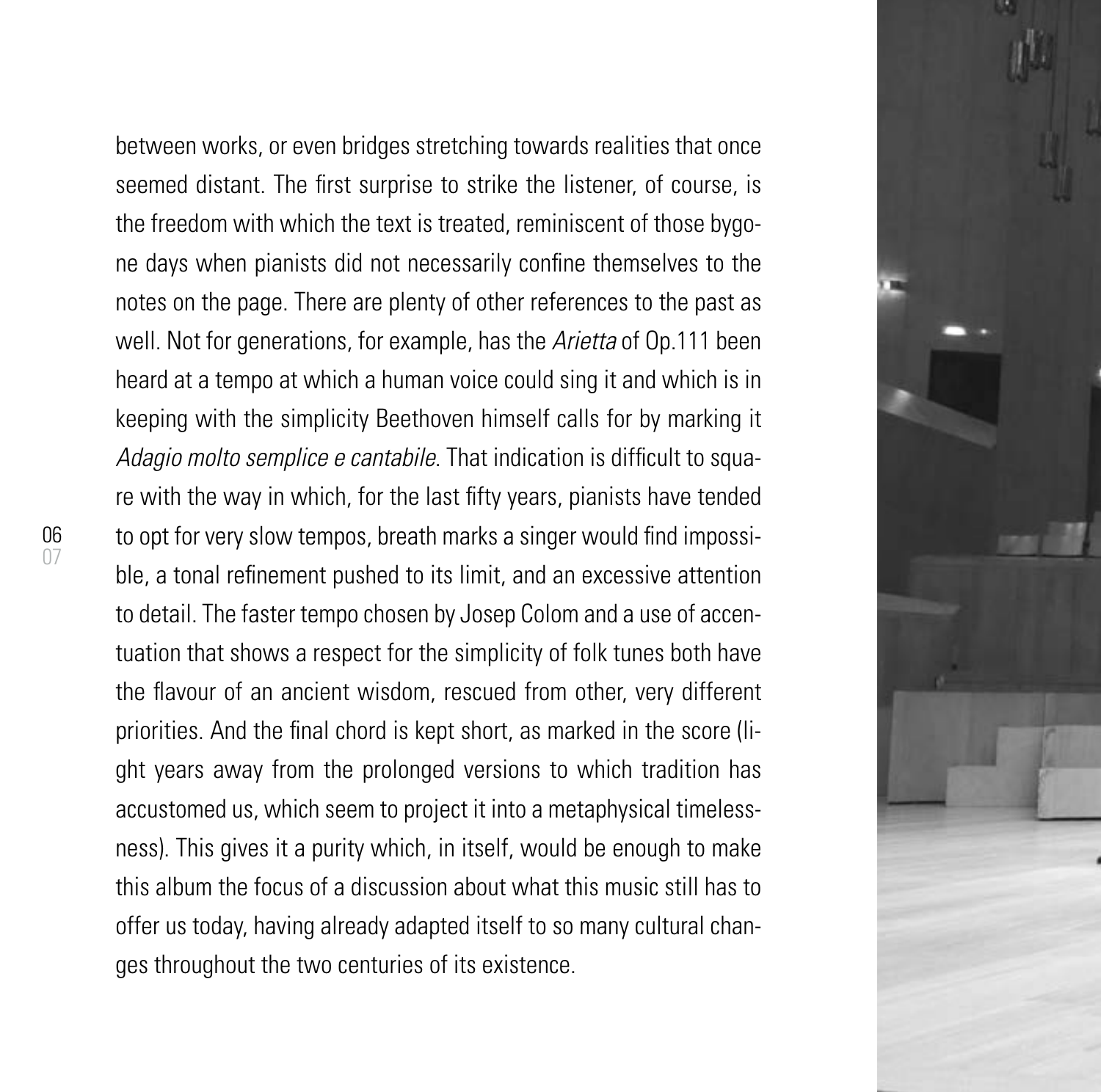between works, or even bridges stretching towards realities that once seemed distant. The first surprise to strike the listener, of course, is the freedom with which the text is treated, reminiscent of those bygone days when pianists did not necessarily confine themselves to the notes on the page. There are plenty of other references to the past as well. Not for generations, for example, has the *Arietta* of Op.111 been heard at a tempo at which a human voice could sing it and which is in keeping with the simplicity Beethoven himself calls for by marking it *Adagio molto semplice e cantabile*. That indication is difficult to square with the way in which, for the last fifty years, pianists have tended to opt for very slow tempos, breath marks a singer would find impossible, a tonal refinement pushed to its limit, and an excessive attention to detail. The faster tempo chosen by Josep Colom and a use of accentuation that shows a respect for the simplicity of folk tunes both have the flavour of an ancient wisdom, rescued from other, very different priorities. And the final chord is kept short, as marked in the score (light years away from the prolonged versions to which tradition has accustomed us, which seem to project it into a metaphysical timelessness). This gives it a purity which, in itself, would be enough to make this album the focus of a discussion about what this music still has to offer us today, having already adapted itself to so many cultural changes throughout the two centuries of its existence.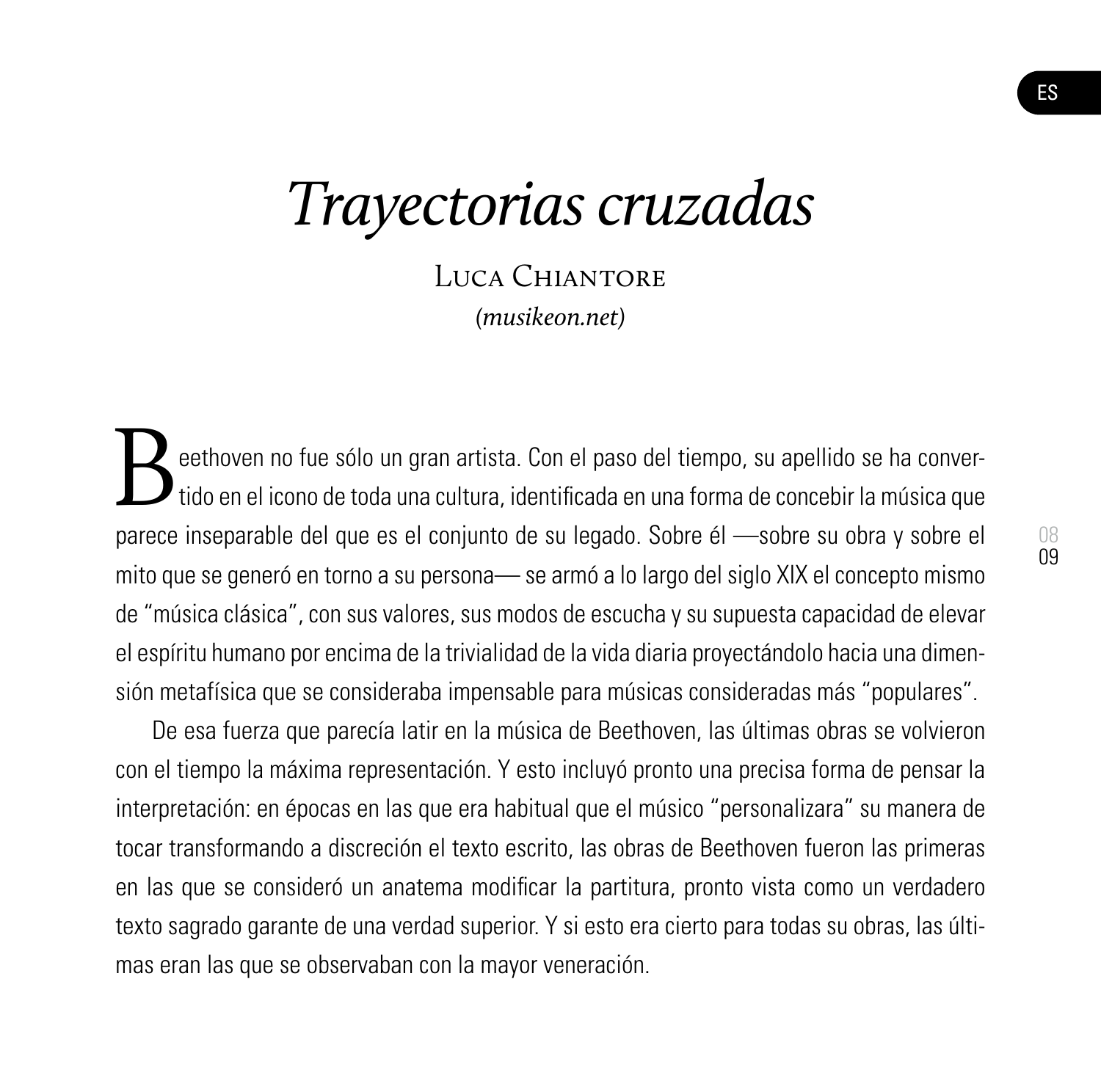# *Trayectorias cruzadas*

Luca Chiantore

*(musikeon.net)*

Beethoven no fue sólo un gran artista. Con el paso del tiempo, su apellido se ha convertido en el icono de toda una cultura, identificada en una forma de concebir la música que parece inseparable del que es el conjunto de su legado. Sobre él —sobre su obra y sobre el mito que se generó en torno a su persona— se armó a lo largo del siglo XIX el concepto mismo de "música clásica", con sus valores, sus modos de escucha y su supuesta capacidad de elevar el espíritu humano por encima de la trivialidad de la vida diaria proyectándolo hacia una dimensión metafísica que se consideraba impensable para músicas consideradas más "populares".

De esa fuerza que parecía latir en la música de Beethoven, las últimas obras se volvieron con el tiempo la máxima representación. Y esto incluyó pronto una precisa forma de pensar la interpretación: en épocas en las que era habitual que el músico "personalizara" su manera de tocar transformando a discreción el texto escrito, las obras de Beethoven fueron las primeras en las que se consideró un anatema modificar la partitura, pronto vista como un verdadero texto sagrado garante de una verdad superior. Y si esto era cierto para todas su obras, las últimas eran las que se observaban con la mayor veneración.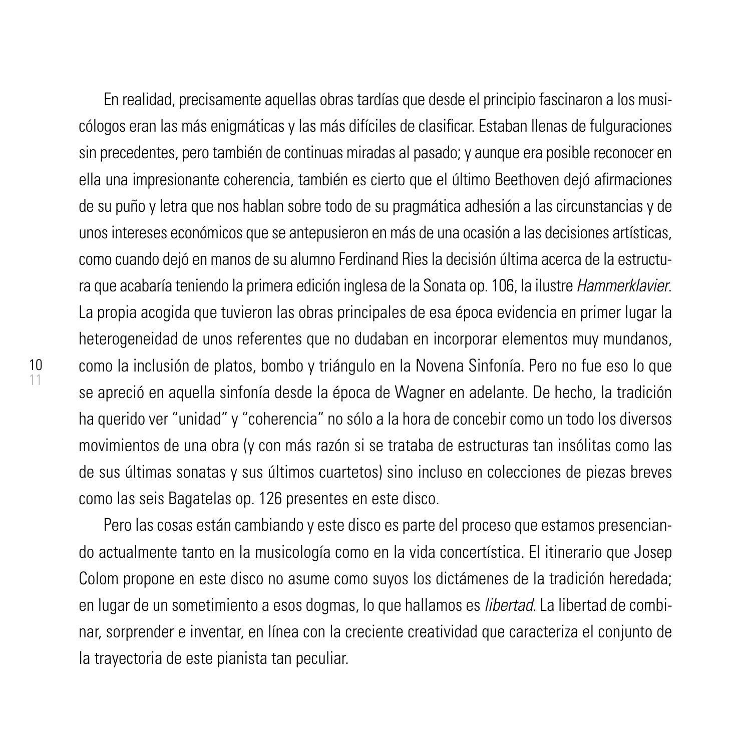En realidad, precisamente aquellas obras tardías que desde el principio fascinaron a los musicólogos eran las más enigmáticas y las más difíciles de clasificar. Estaban llenas de fulguraciones sin precedentes, pero también de continuas miradas al pasado; y aunque era posible reconocer en ella una impresionante coherencia, también es cierto que el último Beethoven dejó afirmaciones de su puño y letra que nos hablan sobre todo de su pragmática adhesión a las circunstancias y de unos intereses económicos que se antepusieron en más de una ocasión a las decisiones artísticas, como cuando dejó en manos de su alumno Ferdinand Ries la decisión última acerca de la estructura que acabaría teniendo la primera edición inglesa de la Sonata op. 106, la ilustre *Hammerklavier*. La propia acogida que tuvieron las obras principales de esa época evidencia en primer lugar la heterogeneidad de unos referentes que no dudaban en incorporar elementos muy mundanos, como la inclusión de platos, bombo y triángulo en la Novena Sinfonía. Pero no fue eso lo que se apreció en aquella sinfonía desde la época de Wagner en adelante. De hecho, la tradición ha querido ver "unidad" y "coherencia" no sólo a la hora de concebir como un todo los diversos movimientos de una obra (y con más razón si se trataba de estructuras tan insólitas como las de sus últimas sonatas y sus últimos cuartetos) sino incluso en colecciones de piezas breves como las seis Bagatelas op. 126 presentes en este disco.

Pero las cosas están cambiando y este disco es parte del proceso que estamos presenciando actualmente tanto en la musicología como en la vida concertística. El itinerario que Josep Colom propone en este disco no asume como suyos los dictámenes de la tradición heredada; en lugar de un sometimiento a esos dogmas, lo que hallamos es *libertad*. La libertad de combinar, sorprender e inventar, en línea con la creciente creatividad que caracteriza el conjunto de la trayectoria de este pianista tan peculiar.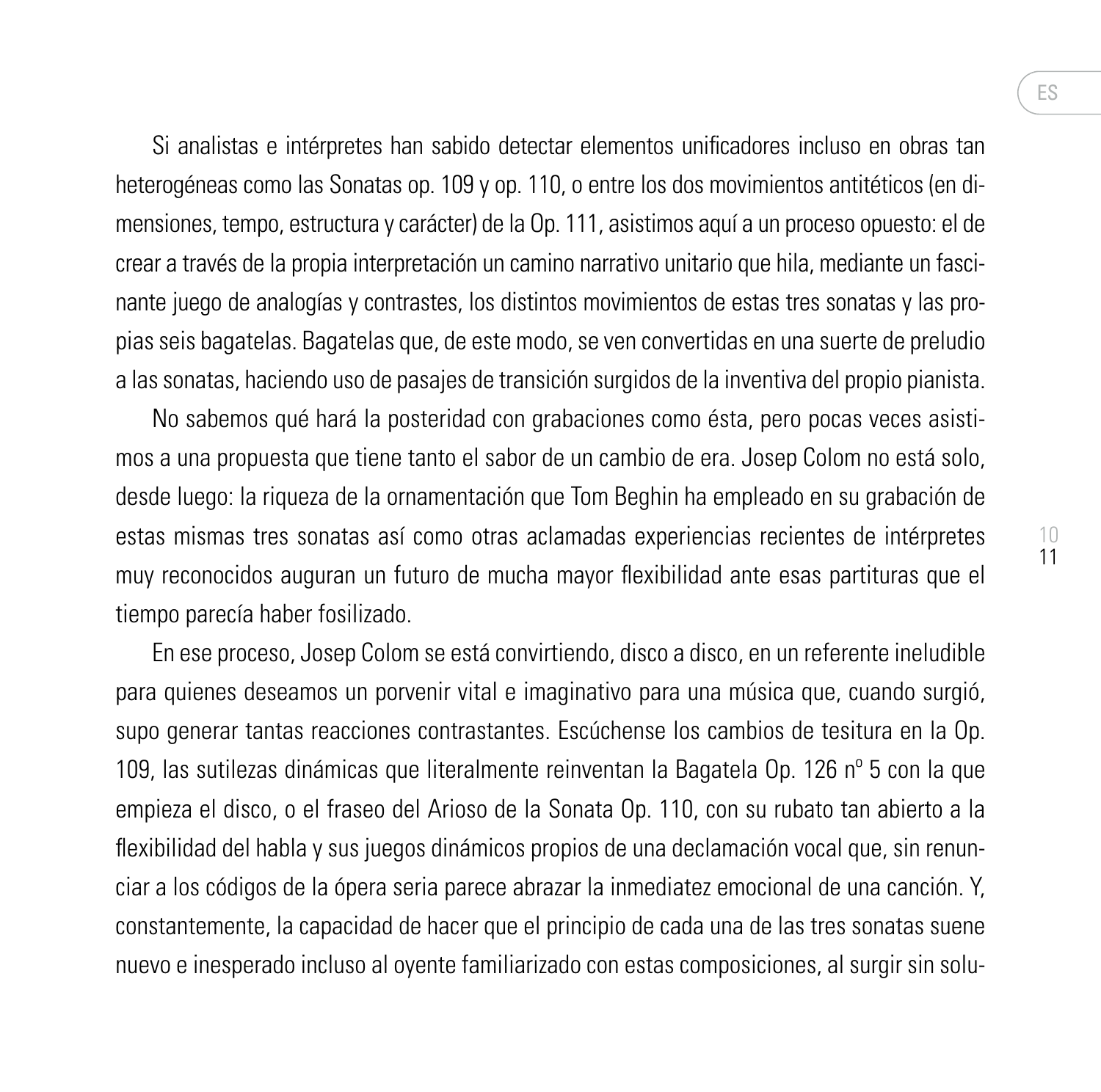Si analistas e intérpretes han sabido detectar elementos unificadores incluso en obras tan heterogéneas como las Sonatas op. 109 y op. 110, o entre los dos movimientos antitéticos (en dimensiones, tempo, estructura y carácter) de la Op. 111, asistimos aquí a un proceso opuesto: el de crear a través de la propia interpretación un camino narrativo unitario que hila, mediante un fascinante juego de analogías y contrastes, los distintos movimientos de estas tres sonatas y las propias seis bagatelas. Bagatelas que, de este modo, se ven convertidas en una suerte de preludio a las sonatas, haciendo uso de pasajes de transición surgidos de la inventiva del propio pianista.

No sabemos qué hará la posteridad con grabaciones como ésta, pero pocas veces asistimos a una propuesta que tiene tanto el sabor de un cambio de era. Josep Colom no está solo, desde luego: la riqueza de la ornamentación que Tom Beghin ha empleado en su grabación de estas mismas tres sonatas así como otras aclamadas experiencias recientes de intérpretes muy reconocidos auguran un futuro de mucha mayor flexibilidad ante esas partituras que el tiempo parecía haber fosilizado.

En ese proceso, Josep Colom se está convirtiendo, disco a disco, en un referente ineludible para quienes deseamos un porvenir vital e imaginativo para una música que, cuando surgió, supo generar tantas reacciones contrastantes. Escúchense los cambios de tesitura en la Op. 109, las sutilezas dinámicas que literalmente reinventan la Bagatela Op. 126 nº 5 con la que empieza el disco, o el fraseo del Arioso de la Sonata Op. 110, con su rubato tan abierto a la flexibilidad del habla y sus juegos dinámicos propios de una declamación vocal que, sin renunciar a los códigos de la ópera seria parece abrazar la inmediatez emocional de una canción. Y, constantemente, la capacidad de hacer que el principio de cada una de las tres sonatas suene nuevo e inesperado incluso al oyente familiarizado con estas composiciones, al surgir sin solu-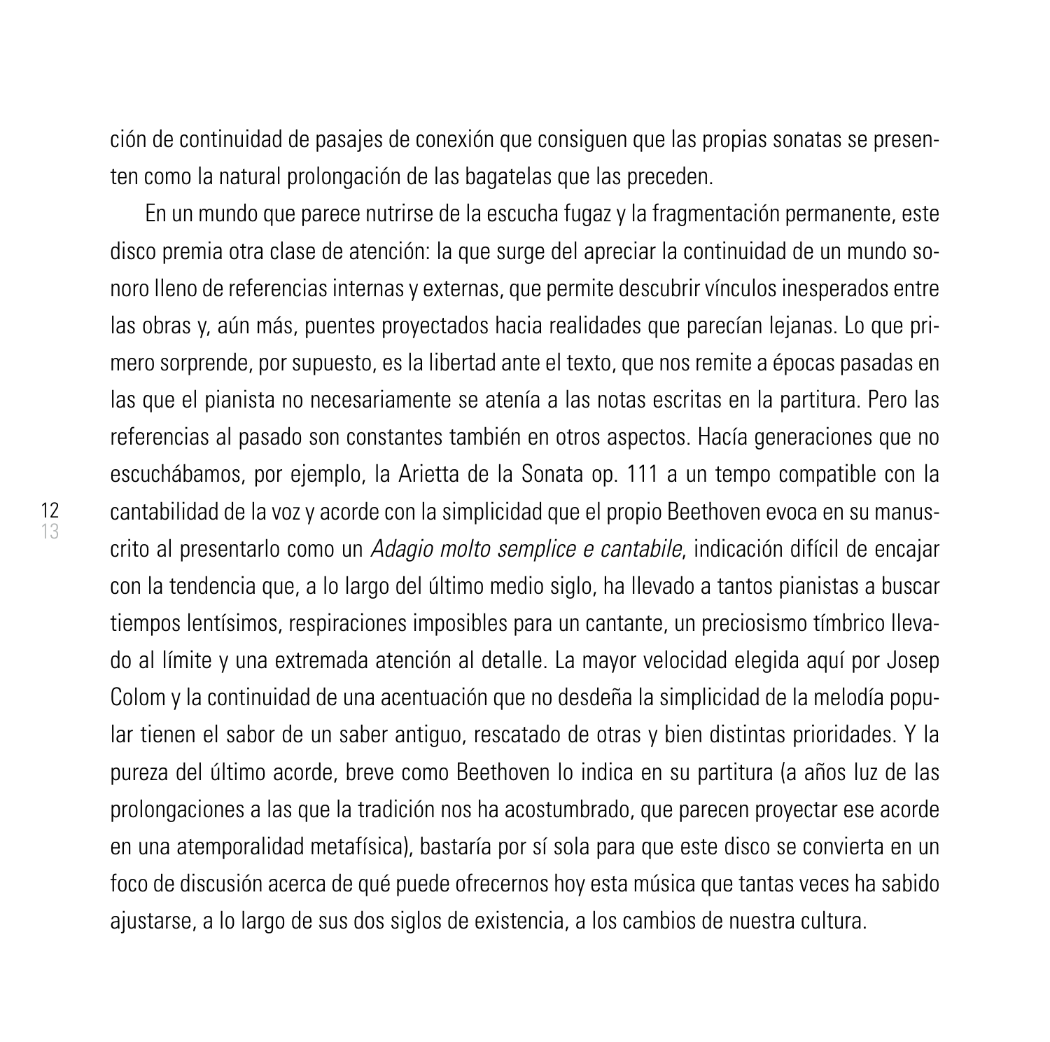ción de continuidad de pasajes de conexión que consiguen que las propias sonatas se presenten como la natural prolongación de las bagatelas que las preceden.

En un mundo que parece nutrirse de la escucha fugaz y la fragmentación permanente, este disco premia otra clase de atención: la que surge del apreciar la continuidad de un mundo sonoro lleno de referencias internas y externas, que permite descubrir vínculos inesperados entre las obras y, aún más, puentes proyectados hacia realidades que parecían lejanas. Lo que primero sorprende, por supuesto, es la libertad ante el texto, que nos remite a épocas pasadas en las que el pianista no necesariamente se atenía a las notas escritas en la partitura. Pero las referencias al pasado son constantes también en otros aspectos. Hacía generaciones que no escuchábamos, por ejemplo, la Arietta de la Sonata op. 111 a un tempo compatible con la cantabilidad de la voz y acorde con la simplicidad que el propio Beethoven evoca en su manuscrito al presentarlo como un *Adagio molto semplice e cantabile*, indicación difícil de encajar con la tendencia que, a lo largo del último medio siglo, ha llevado a tantos pianistas a buscar tiempos lentísimos, respiraciones imposibles para un cantante, un preciosismo tímbrico llevado al límite y una extremada atención al detalle. La mayor velocidad elegida aquí por Josep Colom y la continuidad de una acentuación que no desdeña la simplicidad de la melodía popular tienen el sabor de un saber antiguo, rescatado de otras y bien distintas prioridades. Y la pureza del último acorde, breve como Beethoven lo indica en su partitura (a años luz de las prolongaciones a las que la tradición nos ha acostumbrado, que parecen proyectar ese acorde en una atemporalidad metafísica), bastaría por sí sola para que este disco se convierta en un foco de discusión acerca de qué puede ofrecernos hoy esta música que tantas veces ha sabido ajustarse, a lo largo de sus dos siglos de existencia, a los cambios de nuestra cultura.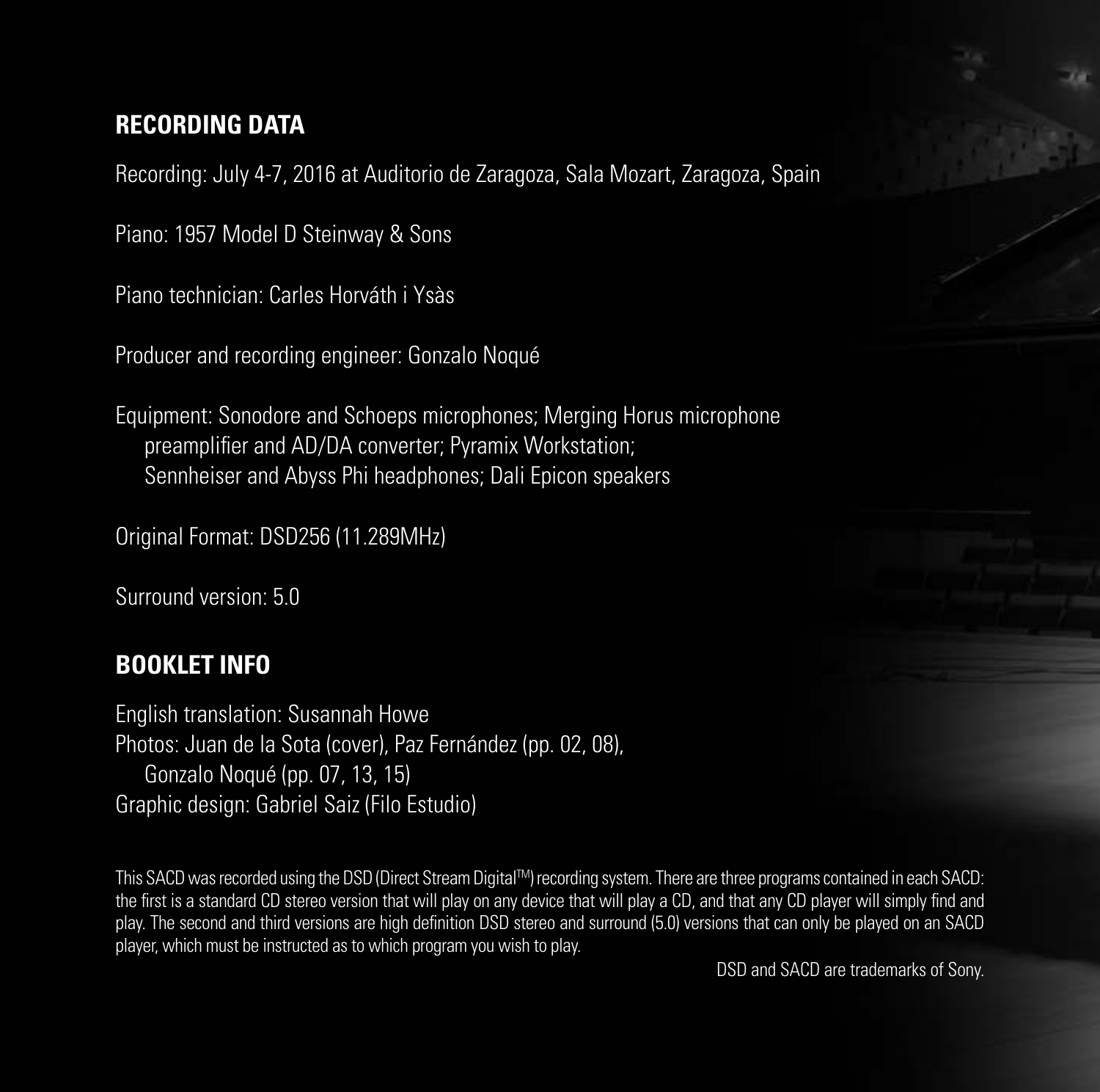## RECORDING DATA

Recording: July 4-7, 2016 at Auditorio de Zaragoza, Sala Mozart, Zaragoza, Spain

Piano: 1957 Model D Steinway & Sons

Piano technician: Carles Horváth i Ysàs

Producer and recording engineer: Gonzalo Noqué

Equipment: Sonodore and Schoeps microphones; Merging Horus microphone preamplifier and AD/DA converter; Pyramix Workstation; Sennheiser and Abyss Phi headphones; Dali Epicon speakers

Original Format: DSD256 (11.289MHz)

Surround version: 5.0

## BOOKLET INFO

English translation: Susannah Howe
Photos: Juan de la Sota (cover), Paz Fernández (pp. 02, 08), Gonzalo Noqué (pp. 07, 13, 15)
Graphic design: Gabriel Saiz (Filo Estudio)

This SACD was recorded using the DSD (Direct Stream Digital™) recording system. There are three programs contained in each SACD: the first is a standard CD stereo version that will play on any device that will play a CD, and that any CD player will simply find and play. The second and third versions are high definition DSD stereo and surround (5.0) versions that can only be played on an SACD player, which must be instructed as to which program you wish to play.

DSD and SACD are trademarks of Sony.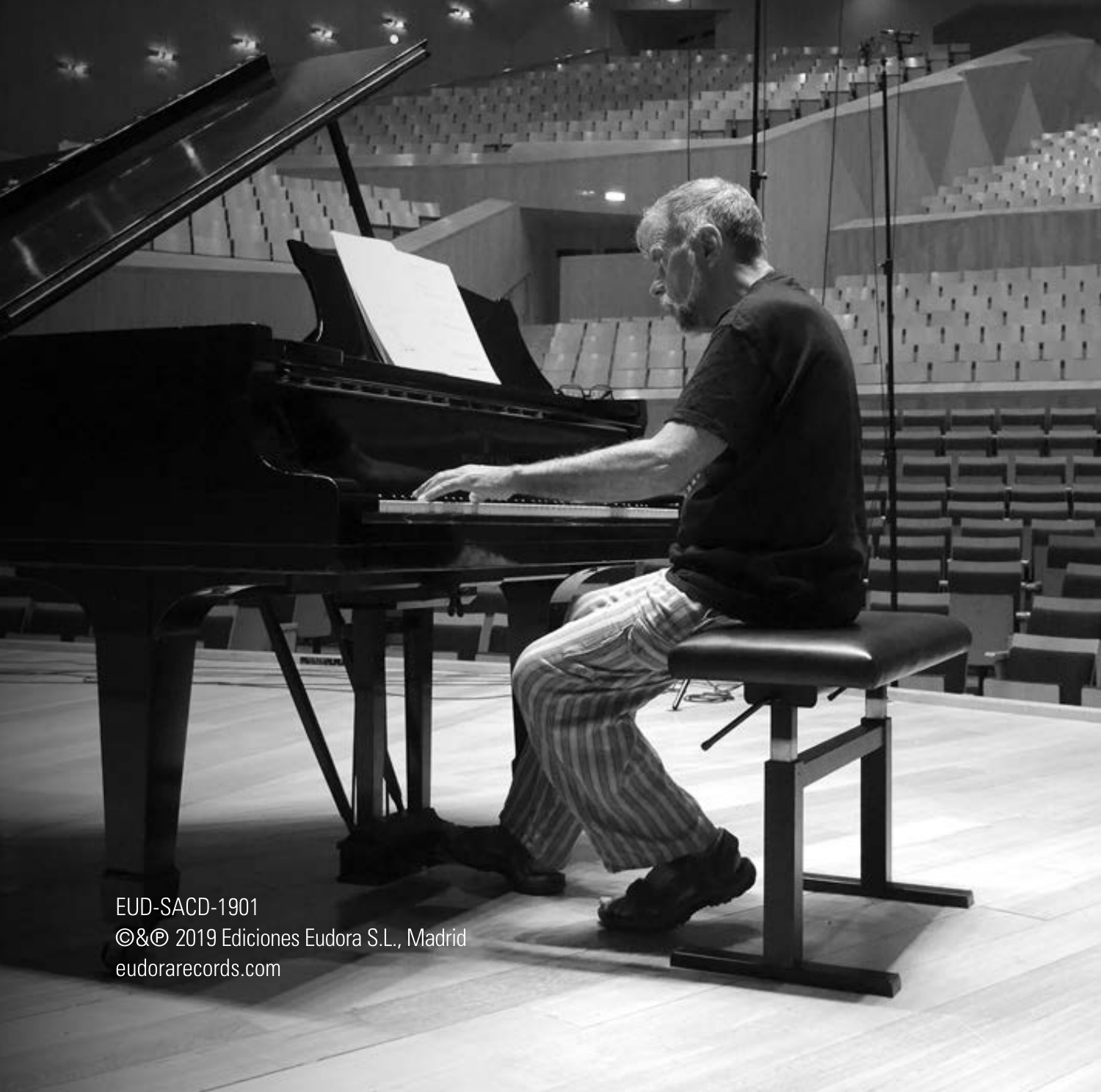EUD-SACD-1901
©&℗ 2019 Ediciones Eudora S.L., Madrid
eudorarecords.com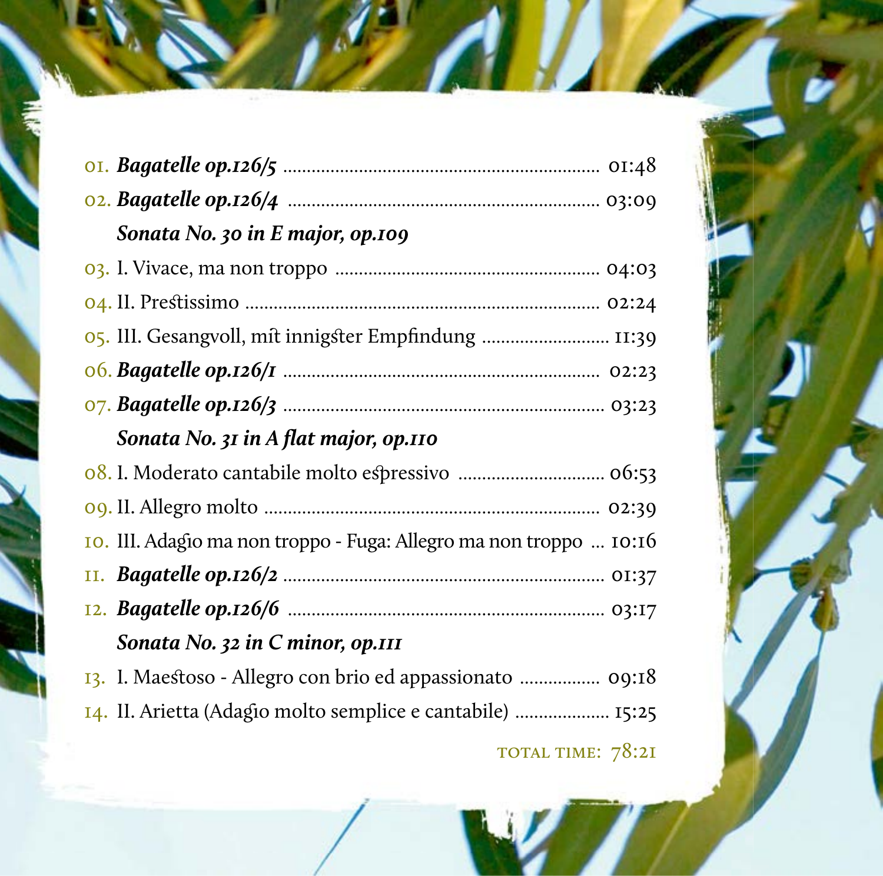01. ***Bagatelle op.126/5*** .................................................................. 01:48

02. ***Bagatelle op.126/4*** .................................................................. 03:09

***Sonata No. 30 in E major, op.109***

03. I. Vivace, ma non troppo .................................................... 04:03

04. II. Prestissimo ........................................................................ 02:24

05. III. Gesangvoll, mit innigster Empfindung .......................... 11:39

06. ***Bagatelle op.126/1*** .................................................................. 02:23

07. ***Bagatelle op.126/3*** .................................................................. 03:23

***Sonata No. 31 in A flat major, op.110***

08. I. Moderato cantabile molto espressivo .............................. 06:53

09. II. Allegro molto ...................................................................... 02:39

10. III. Adagio ma non troppo - Fuga: Allegro ma non troppo ... 10:16

11. ***Bagatelle op.126/2*** .................................................................. 01:37

12. ***Bagatelle op.126/6*** .................................................................. 03:17

***Sonata No. 32 in C minor, op.111***

13. I. Maestoso - Allegro con brio ed appassionato ................ 09:18

14. II. Arietta (Adagio molto semplice e cantabile) .................. 15:25

TOTAL TIME: 78:21